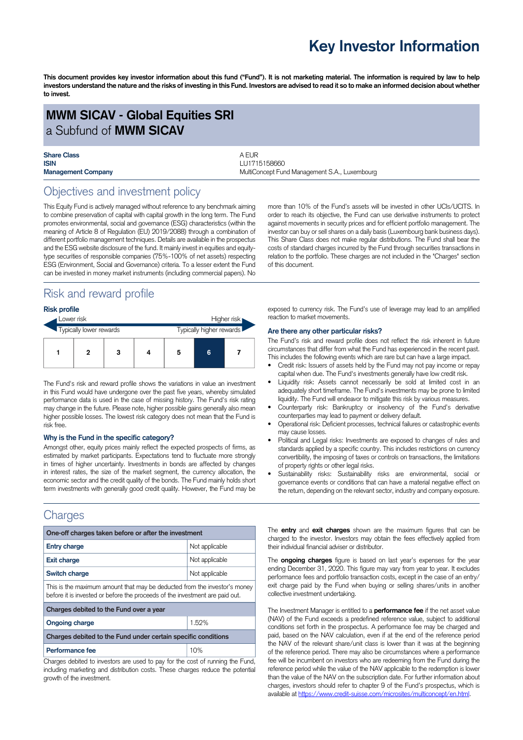# Key Investor Information

**This document provides key investor information about this fund ("Fund"). It is not marketing material. The information is required by law to help investors understand the nature and the risks of investing in this Fund. Investors are advised to read it so to make an informed decision about whether to invest.**

## MWM SICAV - Global Equities SRI

a Subfund of **MWM SICAV**

| | |
|---|---|
| **Share Class** | A EUR |
| **ISIN** | LU1715158660 |
| **Management Company** | MultiConcept Fund Management S.A., Luxembourg |

## Objectives and investment policy

This Equity Fund is actively managed without reference to any benchmark aiming to combine preservation of capital with capital growth in the long term. The Fund promotes environmental, social and governance (ESG) characteristics (within the meaning of Article 8 of Regulation (EU) 2019/2088) through a combination of different portfolio management techniques. Details are available in the prospectus and the ESG website disclosure of the fund. It mainly invest in equities and equity-type securities of responsible companies (75%-100% of net assets) respecting ESG (Environment, Social and Governance) criteria. To a lesser extent the Fund can be invested in money market instruments (including commercial papers). No more than 10% of the Fund's assets will be invested in other UCIs/UCITS. In order to reach its objective, the Fund can use derivative instruments to protect against movements in security prices and for efficient portfolio management. The investor can buy or sell shares on a daily basis (Luxembourg bank business days). This Share Class does not make regular distributions. The Fund shall bear the costs of standard charges incurred by the Fund through securities transactions in relation to the portfolio. These charges are not included in the "Charges" section of this document.

## Risk and reward profile

### Risk profile

Lower risk — Higher risk

Typically lower rewards — Typically higher rewards

| 1 | 2 | 3 | 4 | 5 | **6** | 7 |
|---|---|---|---|---|---|---|

The Fund's risk and reward profile shows the variations in value an investment in this Fund would have undergone over the past five years, whereby simulated performance data is used in the case of missing history. The Fund's risk rating may change in the future. Please note, higher possible gains generally also mean higher possible losses. The lowest risk category does not mean that the Fund is risk free.

### Why is the Fund in the specific category?

Amongst other, equity prices mainly reflect the expected prospects of firms, as estimated by market participants. Expectations tend to fluctuate more strongly in times of higher uncertainty. Investments in bonds are affected by changes in interest rates, the size of the market segment, the currency allocation, the economic sector and the credit quality of the bonds. The Fund mainly holds short term investments with generally good credit quality. However, the Fund may be exposed to currency risk. The Fund's use of leverage may lead to an amplified reaction to market movements.

### Are there any other particular risks?

The Fund's risk and reward profile does not reflect the risk inherent in future circumstances that differ from what the Fund has experienced in the recent past. This includes the following events which are rare but can have a large impact.

- Credit risk: Issuers of assets held by the Fund may not pay income or repay capital when due. The Fund's investments generally have low credit risk.
- Liquidity risk: Assets cannot necessarily be sold at limited cost in an adequately short timeframe. The Fund's investments may be prone to limited liquidity. The Fund will endeavor to mitigate this risk by various measures.
- Counterparty risk: Bankruptcy or insolvency of the Fund's derivative counterparties may lead to payment or delivery default.
- Operational risk: Deficient processes, technical failures or catastrophic events may cause losses.
- Political and Legal risks: Investments are exposed to changes of rules and standards applied by a specific country. This includes restrictions on currency convertibility, the imposing of taxes or controls on transactions, the limitations of property rights or other legal risks.
- Sustainability risks: Sustainability risks are environmental, social or governance events or conditions that can have a material negative effect on the return, depending on the relevant sector, industry and company exposure.

## Charges

| One-off charges taken before or after the investment | |
|---|---|
| **Entry charge** | Not applicable |
| **Exit charge** | Not applicable |
| **Switch charge** | Not applicable |
| This is the maximum amount that may be deducted from the investor's money before it is invested or before the proceeds of the investment are paid out. | |
| **Charges debited to the Fund over a year** | |
| **Ongoing charge** | 1.52% |
| **Charges debited to the Fund under certain specific conditions** | |
| **Performance fee** | 10% |

Charges debited to investors are used to pay for the cost of running the Fund, including marketing and distribution costs. These charges reduce the potential growth of the investment.

The **entry** and **exit charges** shown are the maximum figures that can be charged to the investor. Investors may obtain the fees effectively applied from their individual financial adviser or distributor.

The **ongoing charges** figure is based on last year's expenses for the year ending December 31, 2020. This figure may vary from year to year. It excludes performance fees and portfolio transaction costs, except in the case of an entry/exit charge paid by the Fund when buying or selling shares/units in another collective investment undertaking.

The Investment Manager is entitled to a **performance fee** if the net asset value (NAV) of the Fund exceeds a predefined reference value, subject to additional conditions set forth in the prospectus. A performance fee may be charged and paid, based on the NAV calculation, even if at the end of the reference period the NAV of the relevant share/unit class is lower than it was at the beginning of the reference period. There may also be circumstances where a performance fee will be incumbent on investors who are redeeming from the Fund during the reference period while the value of the NAV applicable to the redemption is lower than the value of the NAV on the subscription date. For further information about charges, investors should refer to chapter 9 of the Fund's prospectus, which is available at https://www.credit-suisse.com/microsites/multiconcept/en.html.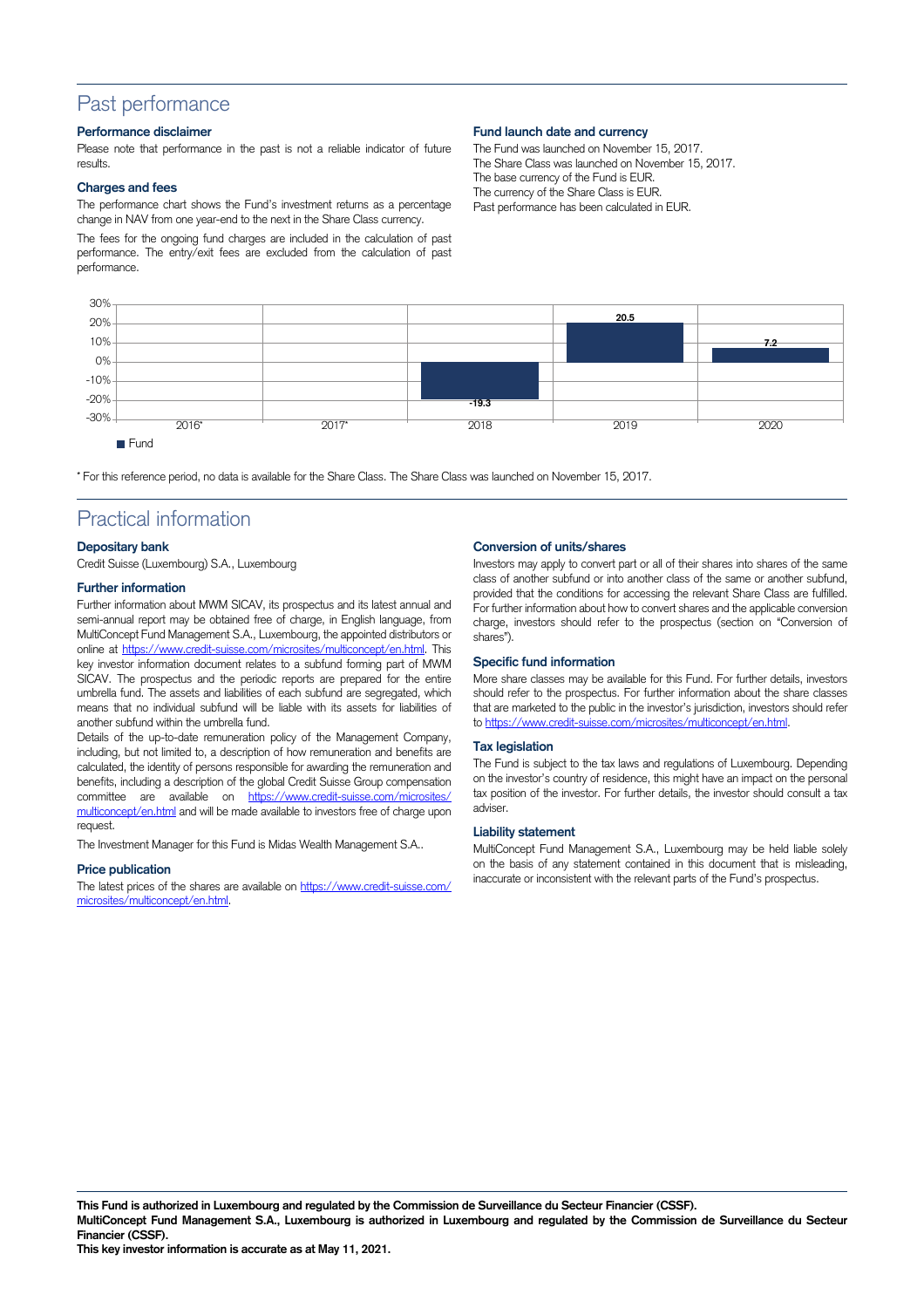# Past performance

### Performance disclaimer

Please note that performance in the past is not a reliable indicator of future results.

### Charges and fees

The performance chart shows the Fund's investment returns as a percentage change in NAV from one year-end to the next in the Share Class currency.

The fees for the ongoing fund charges are included in the calculation of past performance. The entry/exit fees are excluded from the calculation of past performance.

### Fund launch date and currency

The Fund was launched on November 15, 2017.
The Share Class was launched on November 15, 2017.
The base currency of the Fund is EUR.
The currency of the Share Class is EUR.
Past performance has been calculated in EUR.

30%
20%
10%
0%
-10%
-20%
-30%

2016*
2017*
2018
2019
2020

-19.3
20.5
7.2

Fund

\* For this reference period, no data is available for the Share Class. The Share Class was launched on November 15, 2017.

# Practical information

### Depositary bank

Credit Suisse (Luxembourg) S.A., Luxembourg

### Further information

Further information about MWM SICAV, its prospectus and its latest annual and semi-annual report may be obtained free of charge, in English language, from MultiConcept Fund Management S.A., Luxembourg, the appointed distributors or online at https://www.credit-suisse.com/microsites/multiconcept/en.html. This key investor information document relates to a subfund forming part of MWM SICAV. The prospectus and the periodic reports are prepared for the entire umbrella fund. The assets and liabilities of each subfund are segregated, which means that no individual subfund will be liable with its assets for liabilities of another subfund within the umbrella fund.
Details of the up-to-date remuneration policy of the Management Company, including, but not limited to, a description of how remuneration and benefits are calculated, the identity of persons responsible for awarding the remuneration and benefits, including a description of the global Credit Suisse Group compensation committee are available on https://www.credit-suisse.com/microsites/multiconcept/en.html and will be made available to investors free of charge upon request.

The Investment Manager for this Fund is Midas Wealth Management S.A..

### Price publication

The latest prices of the shares are available on https://www.credit-suisse.com/microsites/multiconcept/en.html.

### Conversion of units/shares

Investors may apply to convert part or all of their shares into shares of the same class of another subfund or into another class of the same or another subfund, provided that the conditions for accessing the relevant Share Class are fulfilled. For further information about how to convert shares and the applicable conversion charge, investors should refer to the prospectus (section on "Conversion of shares").

### Specific fund information

More share classes may be available for this Fund. For further details, investors should refer to the prospectus. For further information about the share classes that are marketed to the public in the investor's jurisdiction, investors should refer to https://www.credit-suisse.com/microsites/multiconcept/en.html.

### Tax legislation

The Fund is subject to the tax laws and regulations of Luxembourg. Depending on the investor's country of residence, this might have an impact on the personal tax position of the investor. For further details, the investor should consult a tax adviser.

### Liability statement

MultiConcept Fund Management S.A., Luxembourg may be held liable solely on the basis of any statement contained in this document that is misleading, inaccurate or inconsistent with the relevant parts of the Fund's prospectus.

**This Fund is authorized in Luxembourg and regulated by the Commission de Surveillance du Secteur Financier (CSSF).**
**MultiConcept Fund Management S.A., Luxembourg is authorized in Luxembourg and regulated by the Commission de Surveillance du Secteur Financier (CSSF).**
**This key investor information is accurate as at May 11, 2021.**